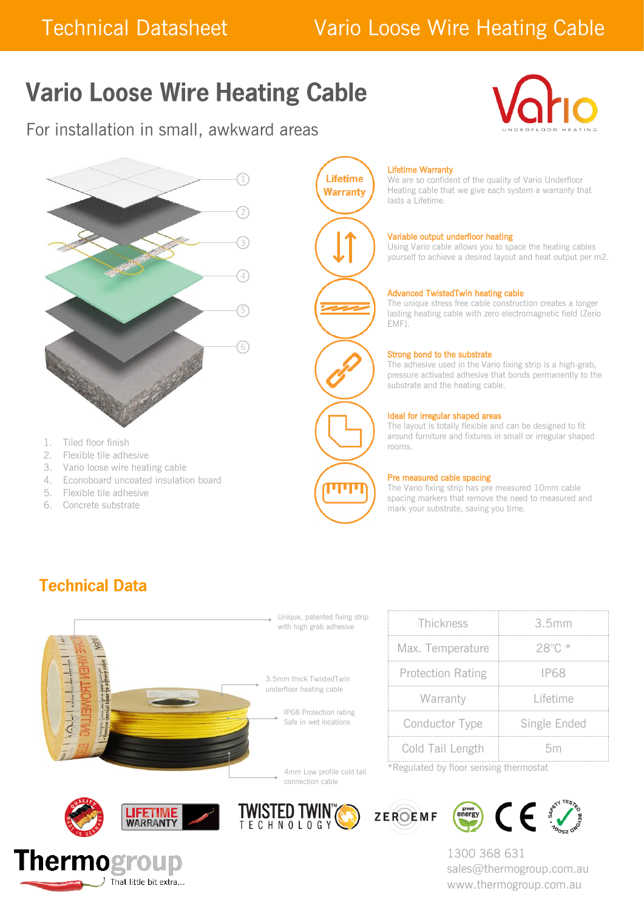# Vario Loose Wire Heating Cable

For installation in small, awkward areas

1. Tiled floor finish
2. Flexible tile adhesive
3. Vario loose wire heating cable
4. Econoboard uncoated insulation board
5. Flexible tile adhesive
6. Concrete substrate

**Lifetime Warranty**
We are so confident of the quality of Vario Underfloor Heating cable that we give each system a warranty that lasts a Lifetime.

**Variable output underfloor heating**
Using Vario cable allows you to space the heating cables yourself to achieve a desired layout and heat output per m2.

**Advanced TwistedTwin heating cable**
The unique stress free cable construction creates a longer lasting heating cable with zero electromagnetic field (Zerio EMF).

**Strong bond to the substrate**
The adhesive used in the Vario fixing strip is a high-grab, pressure activated adhesive that bonds permanently to the substrate and the heating cable.

**Ideal for irregular shaped areas**
The layout is totally flexible and can be designed to fit around furniture and fixtures in small or irregular shaped rooms.

**Pre measured cable spacing**
The Vario fixing strip has pre measured 10mm cable spacing markers that remove the need to measured and mark your substrate, saving you time.

## Technical Data

- Unique, patented fixing strip with high grab adhesive
- 3.5mm thick TwistedTwin underfloor heating cable
- IP68 Protection rating Safe in wet locations
- 4mm Low profile cold tail connection cable

| | |
|---|---|
| Thickness | 3.5mm |
| Max. Temperature | 28°C * |
| Protection Rating | IP68 |
| Warranty | Lifetime |
| Conductor Type | Single Ended |
| Cold Tail Length | 5m |

*Regulated by floor sensing thermostat

Thermogroup – That little bit extra...

1300 368 631
sales@thermogroup.com.au
www.thermogroup.com.au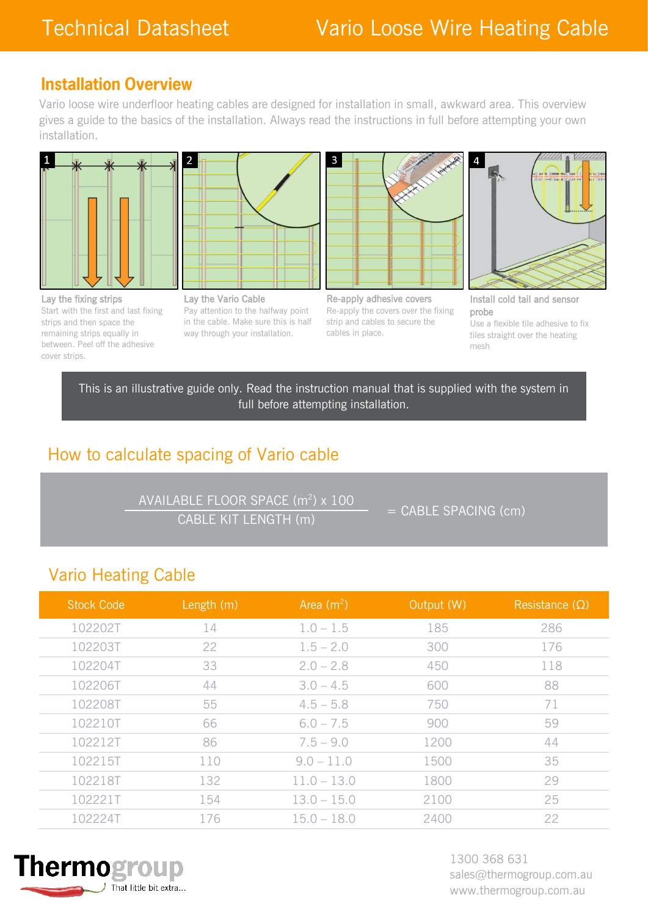# Installation Overview

Vario loose wire underfloor heating cables are designed for installation in small, awkward area. This overview gives a guide to the basics of the installation. Always read the instructions in full before attempting your own installation.

**1 Lay the fixing strips**
Start with the first and last fixing strips and then space the remaining strips equally in between. Peel off the adhesive cover strips.

**2 Lay the Vario Cable**
Pay attention to the halfway point in the cable. Make sure this is half way through your installation.

**3 Re-apply adhesive covers**
Re-apply the covers over the fixing strip and cables to secure the cables in place.

**4 Install cold tail and sensor probe**
Use a flexible tile adhesive to fix tiles straight over the heating mesh

> This is an illustrative guide only. Read the instruction manual that is supplied with the system in full before attempting installation.

## How to calculate spacing of Vario cable

$$\frac{\text{AVAILABLE FLOOR SPACE } (m^2) \times 100}{\text{CABLE KIT LENGTH } (m)} = \text{CABLE SPACING (cm)}$$

## Vario Heating Cable

| Stock Code | Length (m) | Area ($m^2$) | Output (W) | Resistance (Ω) |
|---|---|---|---|---|
| 102202T | 14 | 1.0 – 1.5 | 185 | 286 |
| 102203T | 22 | 1.5 – 2.0 | 300 | 176 |
| 102204T | 33 | 2.0 – 2.8 | 450 | 118 |
| 102206T | 44 | 3.0 – 4.5 | 600 | 88 |
| 102208T | 55 | 4.5 – 5.8 | 750 | 71 |
| 102210T | 66 | 6.0 – 7.5 | 900 | 59 |
| 102212T | 86 | 7.5 – 9.0 | 1200 | 44 |
| 102215T | 110 | 9.0 – 11.0 | 1500 | 35 |
| 102218T | 132 | 11.0 – 13.0 | 1800 | 29 |
| 102221T | 154 | 13.0 – 15.0 | 2100 | 25 |
| 102224T | 176 | 15.0 – 18.0 | 2400 | 22 |

Thermogroup
That little bit extra...

1300 368 631
sales@thermogroup.com.au
www.thermogroup.com.au